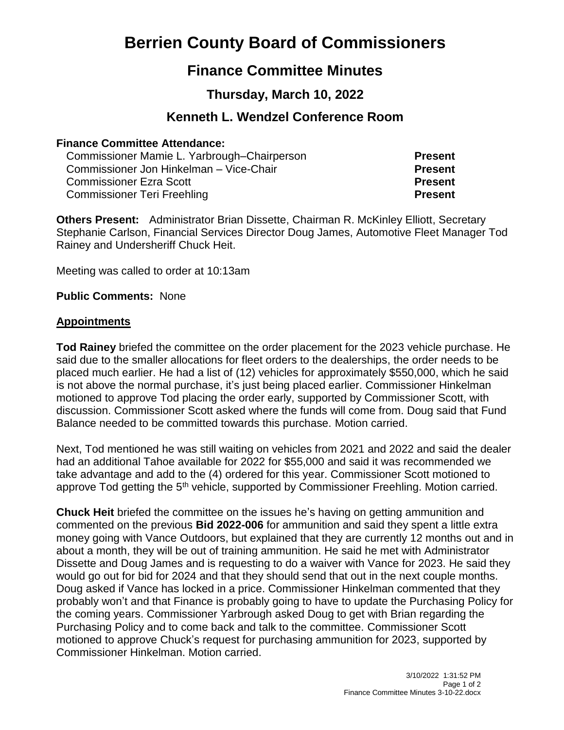# Berrien County Board of Commissioners

## Finance Committee Minutes

### Thursday, March 10, 2022

### Kenneth L. Wendzel Conference Room

**Finance Committee Attendance:**

| | |
|---|---|
| Commissioner Mamie L. Yarbrough–Chairperson | **Present** |
| Commissioner Jon Hinkelman – Vice-Chair | **Present** |
| Commissioner Ezra Scott | **Present** |
| Commissioner Teri Freehling | **Present** |

**Others Present:** Administrator Brian Dissette, Chairman R. McKinley Elliott, Secretary Stephanie Carlson, Financial Services Director Doug James, Automotive Fleet Manager Tod Rainey and Undersheriff Chuck Heit.

Meeting was called to order at 10:13am

**Public Comments:** None

**Appointments**

**Tod Rainey** briefed the committee on the order placement for the 2023 vehicle purchase. He said due to the smaller allocations for fleet orders to the dealerships, the order needs to be placed much earlier. He had a list of (12) vehicles for approximately $550,000, which he said is not above the normal purchase, it's just being placed earlier. Commissioner Hinkelman motioned to approve Tod placing the order early, supported by Commissioner Scott, with discussion. Commissioner Scott asked where the funds will come from. Doug said that Fund Balance needed to be committed towards this purchase. Motion carried.

Next, Tod mentioned he was still waiting on vehicles from 2021 and 2022 and said the dealer had an additional Tahoe available for 2022 for $55,000 and said it was recommended we take advantage and add to the (4) ordered for this year. Commissioner Scott motioned to approve Tod getting the 5th vehicle, supported by Commissioner Freehling. Motion carried.

**Chuck Heit** briefed the committee on the issues he's having on getting ammunition and commented on the previous **Bid 2022-006** for ammunition and said they spent a little extra money going with Vance Outdoors, but explained that they are currently 12 months out and in about a month, they will be out of training ammunition. He said he met with Administrator Dissette and Doug James and is requesting to do a waiver with Vance for 2023. He said they would go out for bid for 2024 and that they should send that out in the next couple months. Doug asked if Vance has locked in a price. Commissioner Hinkelman commented that they probably won't and that Finance is probably going to have to update the Purchasing Policy for the coming years. Commissioner Yarbrough asked Doug to get with Brian regarding the Purchasing Policy and to come back and talk to the committee. Commissioner Scott motioned to approve Chuck's request for purchasing ammunition for 2023, supported by Commissioner Hinkelman. Motion carried.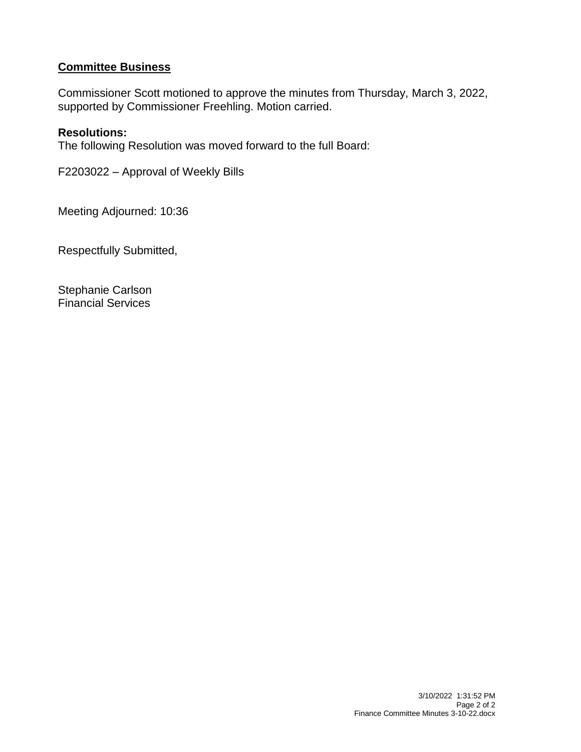## Committee Business

Commissioner Scott motioned to approve the minutes from Thursday, March 3, 2022, supported by Commissioner Freehling. Motion carried.

**Resolutions:**

The following Resolution was moved forward to the full Board:

F2203022 – Approval of Weekly Bills

Meeting Adjourned: 10:36

Respectfully Submitted,

Stephanie Carlson
Financial Services